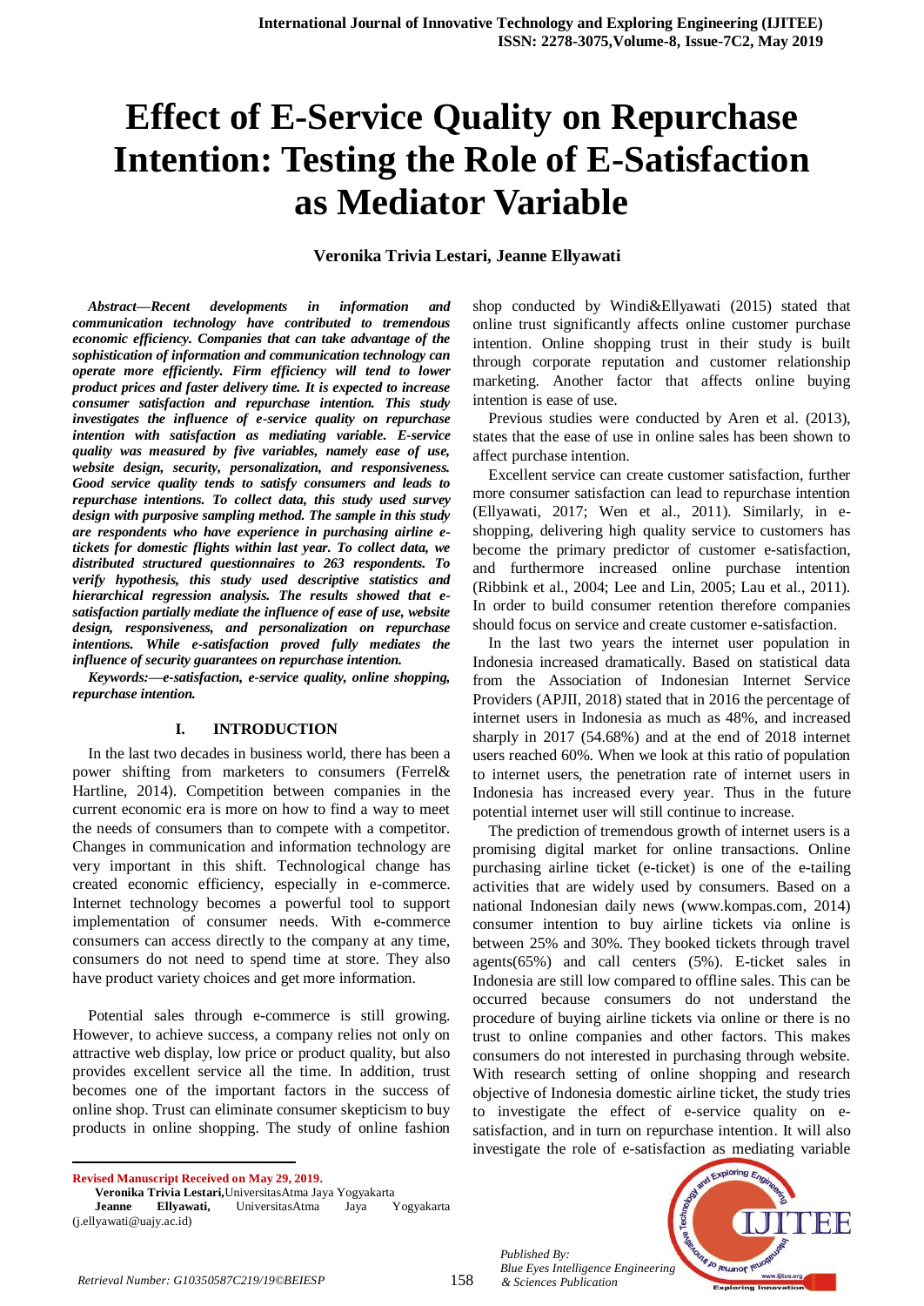# Effect of E-Service Quality on Repurchase Intention: Testing the Role of E-Satisfaction as Mediator Variable

**Veronika Trivia Lestari, Jeanne Ellyawati**

***Abstract—Recent developments in information and communication technology have contributed to tremendous economic efficiency. Companies that can take advantage of the sophistication of information and communication technology can operate more efficiently. Firm efficiency will tend to lower product prices and faster delivery time. It is expected to increase consumer satisfaction and repurchase intention. This study investigates the influence of e-service quality on repurchase intention with satisfaction as mediating variable. E-service quality was measured by five variables, namely ease of use, website design, security, personalization, and responsiveness. Good service quality tends to satisfy consumers and leads to repurchase intentions. To collect data, this study used survey design with purposive sampling method. The sample in this study are respondents who have experience in purchasing airline e-tickets for domestic flights within last year. To collect data, we distributed structured questionnaires to 263 respondents. To verify hypothesis, this study used descriptive statistics and hierarchical regression analysis. The results showed that e-satisfaction partially mediate the influence of ease of use, website design, responsiveness, and personalization on repurchase intentions. While e-satisfaction proved fully mediates the influence of security guarantees on repurchase intention.***

***Keywords:—e-satisfaction, e-service quality, online shopping, repurchase intention.***

## I. INTRODUCTION

In the last two decades in business world, there has been a power shifting from marketers to consumers (Ferrel& Hartline, 2014). Competition between companies in the current economic era is more on how to find a way to meet the needs of consumers than to compete with a competitor. Changes in communication and information technology are very important in this shift. Technological change has created economic efficiency, especially in e-commerce. Internet technology becomes a powerful tool to support implementation of consumer needs. With e-commerce consumers can access directly to the company at any time, consumers do not need to spend time at store. They also have product variety choices and get more information.

Potential sales through e-commerce is still growing. However, to achieve success, a company relies not only on attractive web display, low price or product quality, but also provides excellent service all the time. In addition, trust becomes one of the important factors in the success of online shop. Trust can eliminate consumer skepticism to buy products in online shopping. The study of online fashion shop conducted by Windi&Ellyawati (2015) stated that online trust significantly affects online customer purchase intention. Online shopping trust in their study is built through corporate reputation and customer relationship marketing. Another factor that affects online buying intention is ease of use.

Previous studies were conducted by Aren et al. (2013), states that the ease of use in online sales has been shown to affect purchase intention.

Excellent service can create customer satisfaction, further more consumer satisfaction can lead to repurchase intention (Ellyawati, 2017; Wen et al., 2011). Similarly, in e-shopping, delivering high quality service to customers has become the primary predictor of customer e-satisfaction, and furthermore increased online purchase intention (Ribbink et al., 2004; Lee and Lin, 2005; Lau et al., 2011). In order to build consumer retention therefore companies should focus on service and create customer e-satisfaction.

In the last two years the internet user population in Indonesia increased dramatically. Based on statistical data from the Association of Indonesian Internet Service Providers (APJII, 2018) stated that in 2016 the percentage of internet users in Indonesia as much as 48%, and increased sharply in 2017 (54.68%) and at the end of 2018 internet users reached 60%. When we look at this ratio of population to internet users, the penetration rate of internet users in Indonesia has increased every year. Thus in the future potential internet user will still continue to increase.

The prediction of tremendous growth of internet users is a promising digital market for online transactions. Online purchasing airline ticket (e-ticket) is one of the e-tailing activities that are widely used by consumers. Based on a national Indonesian daily news (www.kompas.com, 2014) consumer intention to buy airline tickets via online is between 25% and 30%. They booked tickets through travel agents(65%) and call centers (5%). E-ticket sales in Indonesia are still low compared to offline sales. This can be occurred because consumers do not understand the procedure of buying airline tickets via online or there is no trust to online companies and other factors. This makes consumers do not interested in purchasing through website. With research setting of online shopping and research objective of Indonesia domestic airline ticket, the study tries to investigate the effect of e-service quality on e-satisfaction, and in turn on repurchase intention. It will also investigate the role of e-satisfaction as mediating variable

**Revised Manuscript Received on May 29, 2019.**

**Veronika Trivia Lestari,** UniversitasAtma Jaya Yogyakarta

**Jeanne Ellyawati,** UniversitasAtma Jaya Yogyakarta (j.ellyawati@uajy.ac.id)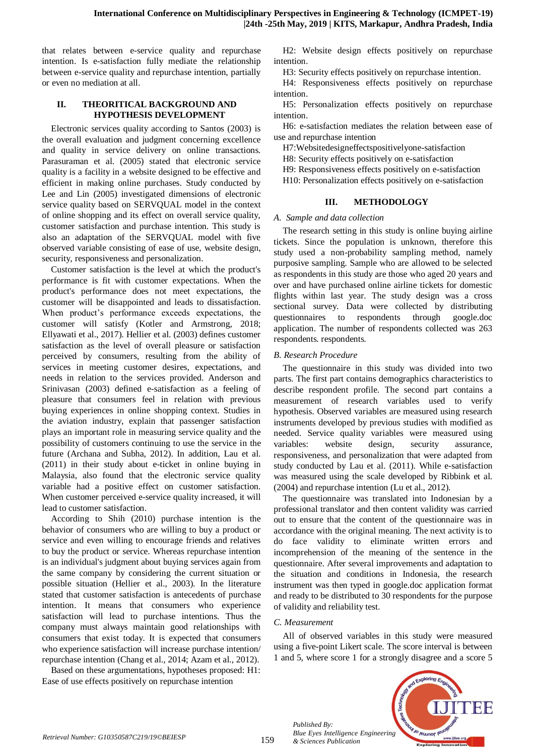that relates between e-service quality and repurchase intention. Is e-satisfaction fully mediate the relationship between e-service quality and repurchase intention, partially or even no mediation at all.

## II. THEORITICAL BACKGROUND AND HYPOTHESIS DEVELOPMENT

Electronic services quality according to Santos (2003) is the overall evaluation and judgment concerning excellence and quality in service delivery on online transactions. Parasuraman et al. (2005) stated that electronic service quality is a facility in a website designed to be effective and efficient in making online purchases. Study conducted by Lee and Lin (2005) investigated dimensions of electronic service quality based on SERVQUAL model in the context of online shopping and its effect on overall service quality, customer satisfaction and purchase intention. This study is also an adaptation of the SERVQUAL model with five observed variable consisting of ease of use, website design, security, responsiveness and personalization.

Customer satisfaction is the level at which the product's performance is fit with customer expectations. When the product's performance does not meet expectations, the customer will be disappointed and leads to dissatisfaction. When product's performance exceeds expectations, the customer will satisfy (Kotler and Armstrong, 2018; Ellyawati et al., 2017). Hellier et al. (2003) defines customer satisfaction as the level of overall pleasure or satisfaction perceived by consumers, resulting from the ability of services in meeting customer desires, expectations, and needs in relation to the services provided. Anderson and Srinivasan (2003) defined e-satisfaction as a feeling of pleasure that consumers feel in relation with previous buying experiences in online shopping context. Studies in the aviation industry, explain that passenger satisfaction plays an important role in measuring service quality and the possibility of customers continuing to use the service in the future (Archana and Subha, 2012). In addition, Lau et al. (2011) in their study about e-ticket in online buying in Malaysia, also found that the electronic service quality variable had a positive effect on customer satisfaction. When customer perceived e-service quality increased, it will lead to customer satisfaction.

According to Shih (2010) purchase intention is the behavior of consumers who are willing to buy a product or service and even willing to encourage friends and relatives to buy the product or service. Whereas repurchase intention is an individual's judgment about buying services again from the same company by considering the current situation or possible situation (Hellier et al., 2003). In the literature stated that customer satisfaction is antecedents of purchase intention. It means that consumers who experience satisfaction will lead to purchase intentions. Thus the company must always maintain good relationships with consumers that exist today. It is expected that consumers who experience satisfaction will increase purchase intention/ repurchase intention (Chang et al., 2014; Azam et al., 2012).

Based on these argumentations, hypotheses proposed: H1: Ease of use effects positively on repurchase intention

H2: Website design effects positively on repurchase intention.

H3: Security effects positively on repurchase intention.

H4: Responsiveness effects positively on repurchase intention.

H5: Personalization effects positively on repurchase intention.

H6: e-satisfaction mediates the relation between ease of use and repurchase intention

H7:Websitedesigneffectspositivelyone-satisfaction

H8: Security effects positively on e-satisfaction

H9: Responsiveness effects positively on e-satisfaction

H10: Personalization effects positively on e-satisfaction

## III. METHODOLOGY

### *A. Sample and data collection*

The research setting in this study is online buying airline tickets. Since the population is unknown, therefore this study used a non-probability sampling method, namely purposive sampling. Sample who are allowed to be selected as respondents in this study are those who aged 20 years and over and have purchased online airline tickets for domestic flights within last year. The study design was a cross sectional survey. Data were collected by distributing questionnaires to respondents through google.doc application. The number of respondents collected was 263 respondents. respondents.

### *B. Research Procedure*

The questionnaire in this study was divided into two parts. The first part contains demographics characteristics to describe respondent profile. The second part contains a measurement of research variables used to verify hypothesis. Observed variables are measured using research instruments developed by previous studies with modified as needed. Service quality variables were measured using variables: website design, security assurance, responsiveness, and personalization that were adapted from study conducted by Lau et al. (2011). While e-satisfaction was measured using the scale developed by Ribbink et al. (2004) and repurchase intention (Lu et al., 2012).

The questionnaire was translated into Indonesian by a professional translator and then content validity was carried out to ensure that the content of the questionnaire was in accordance with the original meaning. The next activity is to do face validity to eliminate written errors and incomprehension of the meaning of the sentence in the questionnaire. After several improvements and adaptation to the situation and conditions in Indonesia, the research instrument was then typed in google.doc application format and ready to be distributed to 30 respondents for the purpose of validity and reliability test.

### *C. Measurement*

All of observed variables in this study were measured using a five-point Likert scale. The score interval is between 1 and 5, where score 1 for a strongly disagree and a score 5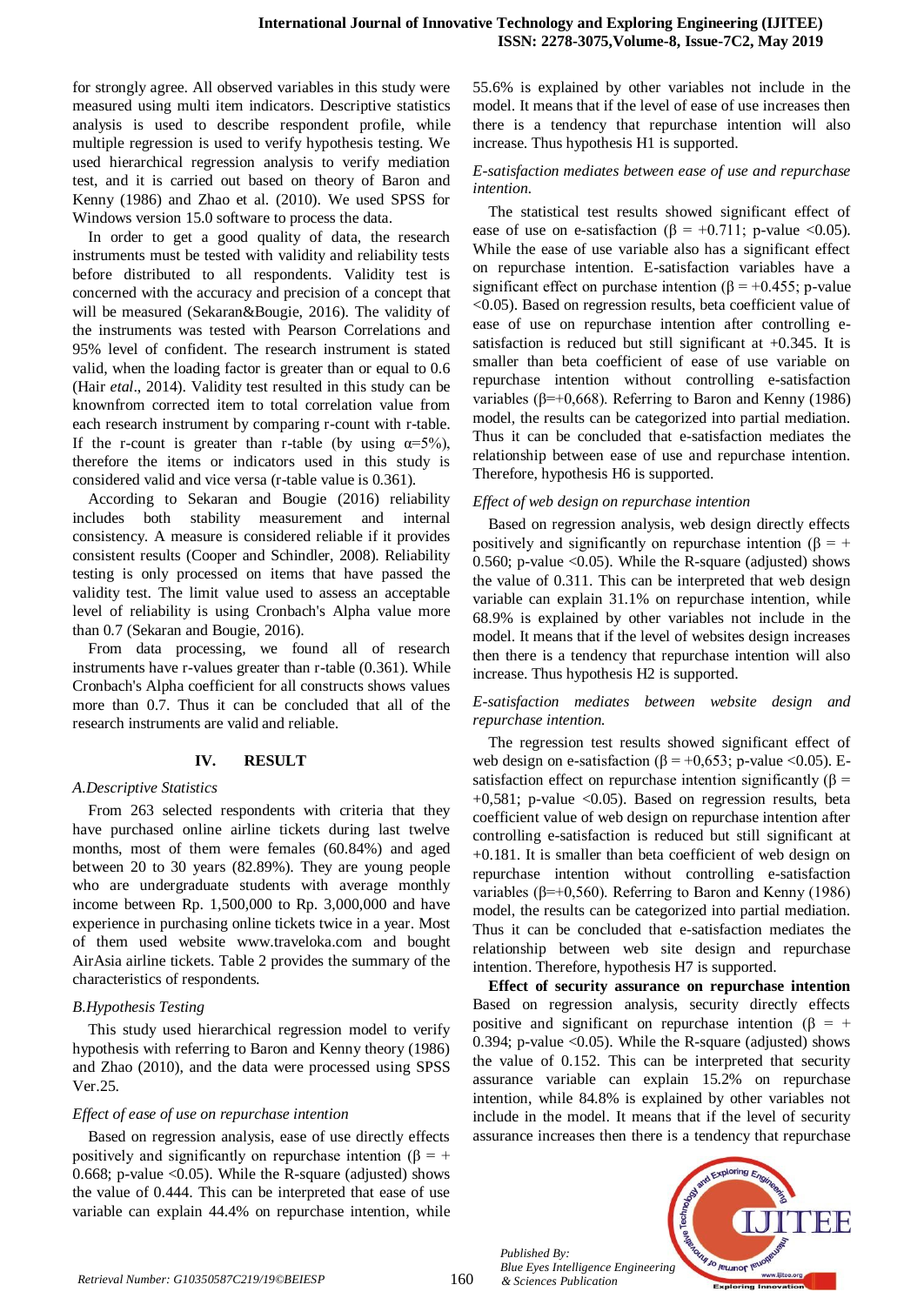for strongly agree. All observed variables in this study were measured using multi item indicators. Descriptive statistics analysis is used to describe respondent profile, while multiple regression is used to verify hypothesis testing. We used hierarchical regression analysis to verify mediation test, and it is carried out based on theory of Baron and Kenny (1986) and Zhao et al. (2010). We used SPSS for Windows version 15.0 software to process the data.

In order to get a good quality of data, the research instruments must be tested with validity and reliability tests before distributed to all respondents. Validity test is concerned with the accuracy and precision of a concept that will be measured (Sekaran&Bougie, 2016). The validity of the instruments was tested with Pearson Correlations and 95% level of confident. The research instrument is stated valid, when the loading factor is greater than or equal to 0.6 (Hair *etal*., 2014). Validity test resulted in this study can be knownfrom corrected item to total correlation value from each research instrument by comparing r-count with r-table. If the r-count is greater than r-table (by using α=5%), therefore the items or indicators used in this study is considered valid and vice versa (r-table value is 0.361).

According to Sekaran and Bougie (2016) reliability includes both stability measurement and internal consistency. A measure is considered reliable if it provides consistent results (Cooper and Schindler, 2008). Reliability testing is only processed on items that have passed the validity test. The limit value used to assess an acceptable level of reliability is using Cronbach's Alpha value more than 0.7 (Sekaran and Bougie, 2016).

From data processing, we found all of research instruments have r-values greater than r-table (0.361). While Cronbach's Alpha coefficient for all constructs shows values more than 0.7. Thus it can be concluded that all of the research instruments are valid and reliable.

## IV. RESULT

### *A.Descriptive Statistics*

From 263 selected respondents with criteria that they have purchased online airline tickets during last twelve months, most of them were females (60.84%) and aged between 20 to 30 years (82.89%). They are young people who are undergraduate students with average monthly income between Rp. 1,500,000 to Rp. 3,000,000 and have experience in purchasing online tickets twice in a year. Most of them used website www.traveloka.com and bought AirAsia airline tickets. Table 2 provides the summary of the characteristics of respondents.

### *B.Hypothesis Testing*

This study used hierarchical regression model to verify hypothesis with referring to Baron and Kenny theory (1986) and Zhao (2010), and the data were processed using SPSS Ver.25.

*Effect of ease of use on repurchase intention*

Based on regression analysis, ease of use directly effects positively and significantly on repurchase intention (β = + 0.668; p-value <0.05). While the R-square (adjusted) shows the value of 0.444. This can be interpreted that ease of use variable can explain 44.4% on repurchase intention, while 55.6% is explained by other variables not include in the model. It means that if the level of ease of use increases then there is a tendency that repurchase intention will also increase. Thus hypothesis H1 is supported.

*E-satisfaction mediates between ease of use and repurchase intention.*

The statistical test results showed significant effect of ease of use on e-satisfaction (β = +0.711; p-value <0.05). While the ease of use variable also has a significant effect on repurchase intention. E-satisfaction variables have a significant effect on purchase intention (β = +0.455; p-value <0.05). Based on regression results, beta coefficient value of ease of use on repurchase intention after controlling e-satisfaction is reduced but still significant at +0.345. It is smaller than beta coefficient of ease of use variable on repurchase intention without controlling e-satisfaction variables (β=+0,668). Referring to Baron and Kenny (1986) model, the results can be categorized into partial mediation. Thus it can be concluded that e-satisfaction mediates the relationship between ease of use and repurchase intention. Therefore, hypothesis H6 is supported.

*Effect of web design on repurchase intention*

Based on regression analysis, web design directly effects positively and significantly on repurchase intention (β = + 0.560; p-value <0.05). While the R-square (adjusted) shows the value of 0.311. This can be interpreted that web design variable can explain 31.1% on repurchase intention, while 68.9% is explained by other variables not include in the model. It means that if the level of websites design increases then there is a tendency that repurchase intention will also increase. Thus hypothesis H2 is supported.

*E-satisfaction mediates between website design and repurchase intention.*

The regression test results showed significant effect of web design on e-satisfaction (β = +0,653; p-value <0.05). E-satisfaction effect on repurchase intention significantly (β = +0,581; p-value <0.05). Based on regression results, beta coefficient value of web design on repurchase intention after controlling e-satisfaction is reduced but still significant at +0.181. It is smaller than beta coefficient of web design on repurchase intention without controlling e-satisfaction variables (β=+0,560). Referring to Baron and Kenny (1986) model, the results can be categorized into partial mediation. Thus it can be concluded that e-satisfaction mediates the relationship between web site design and repurchase intention. Therefore, hypothesis H7 is supported.

**Effect of security assurance on repurchase intention** Based on regression analysis, security directly effects positive and significant on repurchase intention (β = + 0.394; p-value <0.05). While the R-square (adjusted) shows the value of 0.152. This can be interpreted that security assurance variable can explain 15.2% on repurchase intention, while 84.8% is explained by other variables not include in the model. It means that if the level of security assurance increases then there is a tendency that repurchase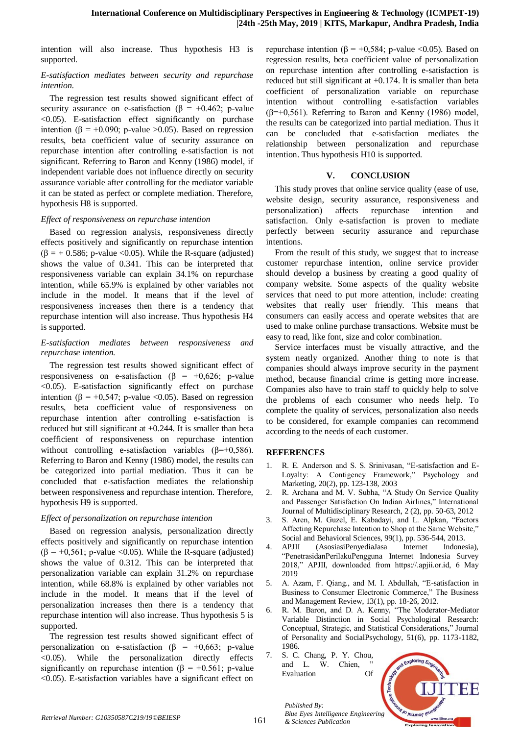intention will also increase. Thus hypothesis H3 is supported.

*E-satisfaction mediates between security and repurchase intention.*

The regression test results showed significant effect of security assurance on e-satisfaction ($\beta$ = +0.462; p-value <0.05). E-satisfaction effect significantly on purchase intention ($\beta$ = +0.090; p-value >0.05). Based on regression results, beta coefficient value of security assurance on repurchase intention after controlling e-satisfaction is not significant. Referring to Baron and Kenny (1986) model, if independent variable does not influence directly on security assurance variable after controlling for the mediator variable it can be stated as perfect or complete mediation. Therefore, hypothesis H8 is supported.

*Effect of responsiveness on repurchase intention*

Based on regression analysis, responsiveness directly effects positively and significantly on repurchase intention ($\beta$ = + 0.586; p-value <0.05). While the R-square (adjusted) shows the value of 0.341. This can be interpreted that responsiveness variable can explain 34.1% on repurchase intention, while 65.9% is explained by other variables not include in the model. It means that if the level of responsiveness increases then there is a tendency that repurchase intention will also increase. Thus hypothesis H4 is supported.

*E-satisfaction mediates between responsiveness and repurchase intention.*

The regression test results showed significant effect of responsiveness on e-satisfaction ($\beta$ = +0,626; p-value <0.05). E-satisfaction significantly effect on purchase intention ($\beta$ = +0,547; p-value <0.05). Based on regression results, beta coefficient value of responsiveness on repurchase intention after controlling e-satisfaction is reduced but still significant at +0.244. It is smaller than beta coefficient of responsiveness on repurchase intention without controlling e-satisfaction variables ($\beta$=+0,586). Referring to Baron and Kenny (1986) model, the results can be categorized into partial mediation. Thus it can be concluded that e-satisfaction mediates the relationship between responsiveness and repurchase intention. Therefore, hypothesis H9 is supported.

*Effect of personalization on repurchase intention*

Based on regression analysis, personalization directly effects positively and significantly on repurchase intention ($\beta$ = +0,561; p-value <0.05). While the R-square (adjusted) shows the value of 0.312. This can be interpreted that personalization variable can explain 31.2% on repurchase intention, while 68.8% is explained by other variables not include in the model. It means that if the level of personalization increases then there is a tendency that repurchase intention will also increase. Thus hypothesis 5 is supported.

The regression test results showed significant effect of personalization on e-satisfaction ($\beta$ = +0,663; p-value <0.05). While the personalization directly effects significantly on repurchase intention ($\beta$ = +0.561; p-value <0.05). E-satisfaction variables have a significant effect on repurchase intention ($\beta$ = +0,584; p-value <0.05). Based on regression results, beta coefficient value of personalization on repurchase intention after controlling e-satisfaction is reduced but still significant at +0.174. It is smaller than beta coefficient of personalization variable on repurchase intention without controlling e-satisfaction variables ($\beta$=+0,561). Referring to Baron and Kenny (1986) model, the results can be categorized into partial mediation. Thus it can be concluded that e-satisfaction mediates the relationship between personalization and repurchase intention. Thus hypothesis H10 is supported.

## V. CONCLUSION

This study proves that online service quality (ease of use, website design, security assurance, responsiveness and personalization) affects repurchase intention and satisfaction. Only e-satisfaction is proven to mediate perfectly between security assurance and repurchase intentions.

From the result of this study, we suggest that to increase customer repurchase intention, online service provider should develop a business by creating a good quality of company website. Some aspects of the quality website services that need to put more attention, include: creating websites that really user friendly. This means that consumers can easily access and operate websites that are used to make online purchase transactions. Website must be easy to read, like font, size and color combination.

Service interfaces must be visually attractive, and the system neatly organized. Another thing to note is that companies should always improve security in the payment method, because financial crime is getting more increase. Companies also have to train staff to quickly help to solve the problems of each consumer who needs help. To complete the quality of services, personalization also needs to be considered, for example companies can recommend according to the needs of each customer.

## REFERENCES

1. R. E. Anderson and S. S. Srinivasan, "E-satisfaction and E-Loyalty: A Contigency Framework," Psychology and Marketing, 20(2), pp. 123-138, 2003
2. R. Archana and M. V. Subha, "A Study On Service Quality and Passenger Satisfaction On Indian Airlines," International Journal of Multidisciplinary Research, 2 (2), pp. 50-63, 2012
3. S. Aren, M. Guzel, E. Kabadayi, and L. Alpkan, "Factors Affecting Repurchase Intention to Shop at the Same Website," Social and Behavioral Sciences, 99(1), pp. 536-544, 2013.
4. APJII (AsosiasiPenyediaJasa Internet Indonesia), "PenetrasidanPerilakuPengguna Internet Indonesia Survey 2018," APJII, downloaded from https://.apjii.or.id, 6 May 2019
5. A. Azam, F. Qiang., and M. I. Abdullah, "E-satisfaction in Business to Consumer Electronic Commerce," The Business and Management Review, 13(1), pp. 18-26, 2012.
6. R. M. Baron, and D. A. Kenny, "The Moderator-Mediator Variable Distinction in Social Psychological Research: Conceptual, Strategic, and Statistical Considerations," Journal of Personality and SocialPsychology, 51(6), pp. 1173-1182, 1986.
7. S. C. Chang, P. Y. Chou, and L. W. Chien, " Evaluation Of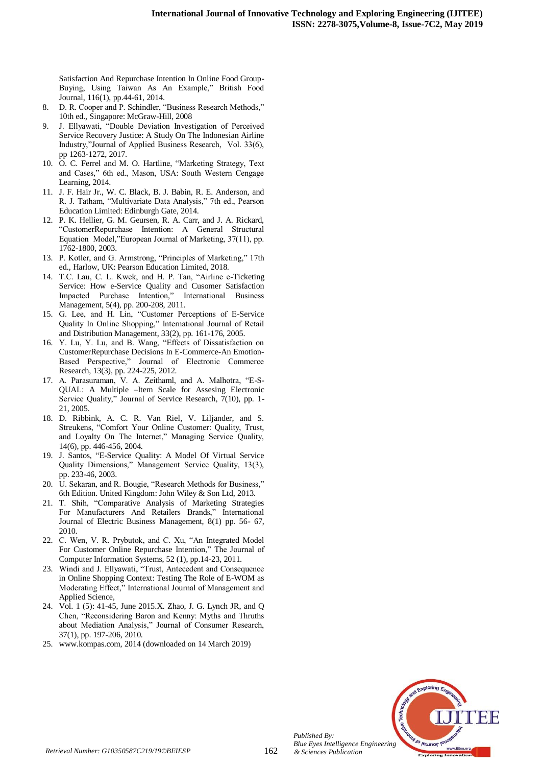Satisfaction And Repurchase Intention In Online Food Group-Buying, Using Taiwan As An Example," British Food Journal, 116(1), pp.44-61, 2014.

8. D. R. Cooper and P. Schindler, "Business Research Methods," 10th ed., Singapore: McGraw-Hill, 2008
9. J. Ellyawati, "Double Deviation Investigation of Perceived Service Recovery Justice: A Study On The Indonesian Airline Industry,"Journal of Applied Business Research, Vol. 33(6), pp 1263-1272, 2017.
10. O. C. Ferrel and M. O. Hartline, "Marketing Strategy, Text and Cases," 6th ed., Mason, USA: South Western Cengage Learning, 2014.
11. J. F. Hair Jr., W. C. Black, B. J. Babin, R. E. Anderson, and R. J. Tatham, "Multivariate Data Analysis," 7th ed., Pearson Education Limited: Edinburgh Gate, 2014.
12. P. K. Hellier, G. M. Geursen, R. A. Carr, and J. A. Rickard, "CustomerRepurchase Intention: A General Structural Equation Model,"European Journal of Marketing, 37(11), pp. 1762-1800, 2003.
13. P. Kotler, and G. Armstrong, "Principles of Marketing," 17th ed., Harlow, UK: Pearson Education Limited, 2018.
14. T.C. Lau, C. L. Kwek, and H. P. Tan, "Airline e-Ticketing Service: How e-Service Quality and Cusomer Satisfaction Impacted Purchase Intention," International Business Management, 5(4), pp. 200-208, 2011.
15. G. Lee, and H. Lin, "Customer Perceptions of E-Service Quality In Online Shopping," International Journal of Retail and Distribution Management, 33(2), pp. 161-176, 2005.
16. Y. Lu, Y. Lu, and B. Wang, "Effects of Dissatisfaction on CustomerRepurchase Decisions In E-Commerce-An Emotion-Based Perspective," Journal of Electronic Commerce Research, 13(3), pp. 224-225, 2012.
17. A. Parasuraman, V. A. Zeithaml, and A. Malhotra, "E-S-QUAL: A Multiple –Item Scale for Assesing Electronic Service Quality," Journal of Service Research, 7(10), pp. 1-21, 2005.
18. D. Ribbink, A. C. R. Van Riel, V. Liljander, and S. Streukens, "Comfort Your Online Customer: Quality, Trust, and Loyalty On The Internet," Managing Service Quality, 14(6), pp. 446-456, 2004.
19. J. Santos, "E-Service Quality: A Model Of Virtual Service Quality Dimensions," Management Service Quality, 13(3), pp. 233-46, 2003.
20. U. Sekaran, and R. Bougie, "Research Methods for Business," 6th Edition. United Kingdom: John Wiley & Son Ltd, 2013.
21. T. Shih, "Comparative Analysis of Marketing Strategies For Manufacturers And Retailers Brands," International Journal of Electric Business Management, 8(1) pp. 56- 67, 2010.
22. C. Wen, V. R. Prybutok, and C. Xu, "An Integrated Model For Customer Online Repurchase Intention," The Journal of Computer Information Systems, 52 (1), pp.14-23, 2011.
23. Windi and J. Ellyawati, "Trust, Antecedent and Consequence in Online Shopping Context: Testing The Role of E-WOM as Moderating Effect," International Journal of Management and Applied Science,
24. Vol. 1 (5): 41-45, June 2015.X. Zhao, J. G. Lynch JR, and Q Chen, "Reconsidering Baron and Kenny: Myths and Thruths about Mediation Analysis," Journal of Consumer Research, 37(1), pp. 197-206, 2010.
25. www.kompas.com, 2014 (downloaded on 14 March 2019)